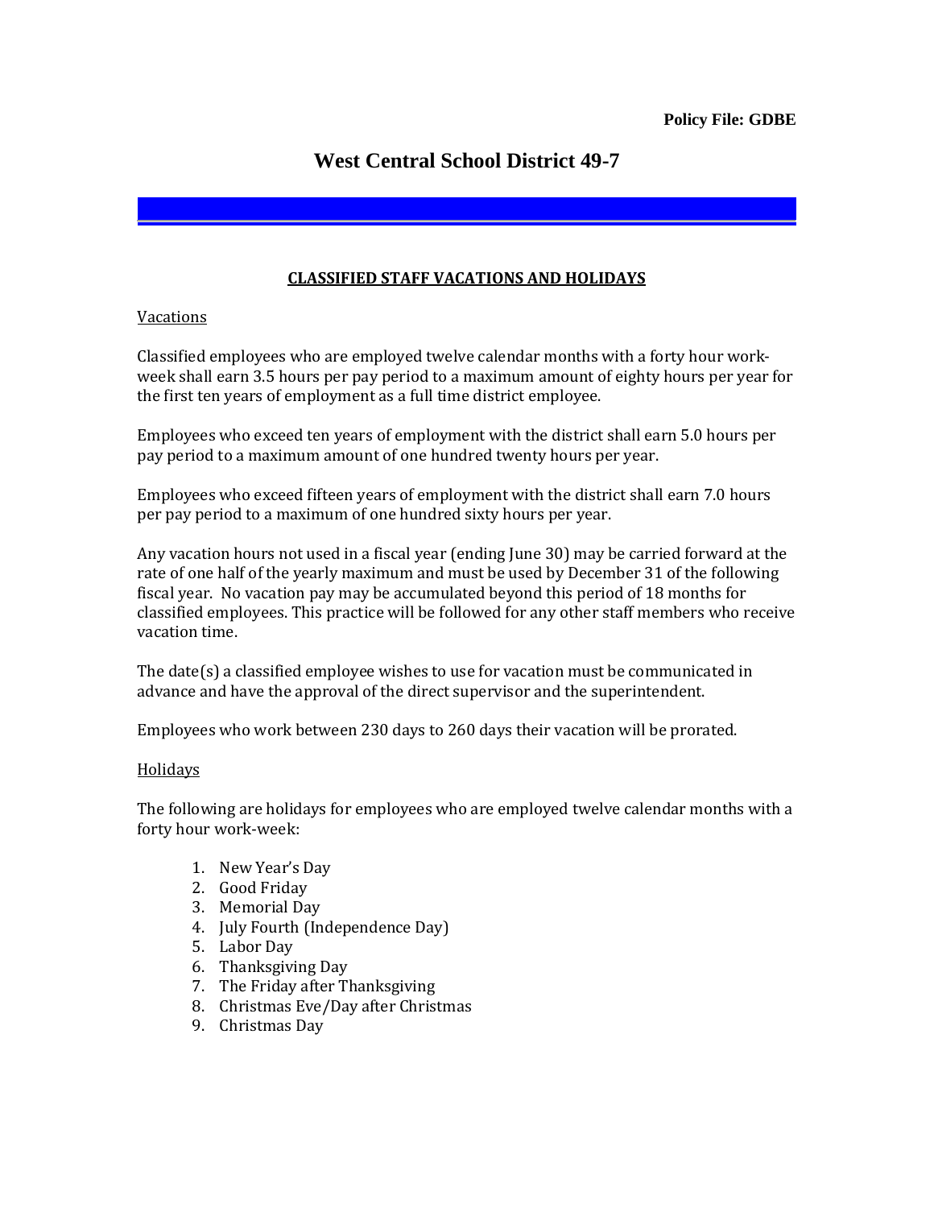**Policy File: GDBE**

# West Central School District 49-7

## CLASSIFIED STAFF VACATIONS AND HOLIDAYS

### Vacations

Classified employees who are employed twelve calendar months with a forty hour work-week shall earn 3.5 hours per pay period to a maximum amount of eighty hours per year for the first ten years of employment as a full time district employee.

Employees who exceed ten years of employment with the district shall earn 5.0 hours per pay period to a maximum amount of one hundred twenty hours per year.

Employees who exceed fifteen years of employment with the district shall earn 7.0 hours per pay period to a maximum of one hundred sixty hours per year.

Any vacation hours not used in a fiscal year (ending June 30) may be carried forward at the rate of one half of the yearly maximum and must be used by December 31 of the following fiscal year. No vacation pay may be accumulated beyond this period of 18 months for classified employees. This practice will be followed for any other staff members who receive vacation time.

The date(s) a classified employee wishes to use for vacation must be communicated in advance and have the approval of the direct supervisor and the superintendent.

Employees who work between 230 days to 260 days their vacation will be prorated.

### Holidays

The following are holidays for employees who are employed twelve calendar months with a forty hour work-week:

1. New Year's Day
2. Good Friday
3. Memorial Day
4. July Fourth (Independence Day)
5. Labor Day
6. Thanksgiving Day
7. The Friday after Thanksgiving
8. Christmas Eve/Day after Christmas
9. Christmas Day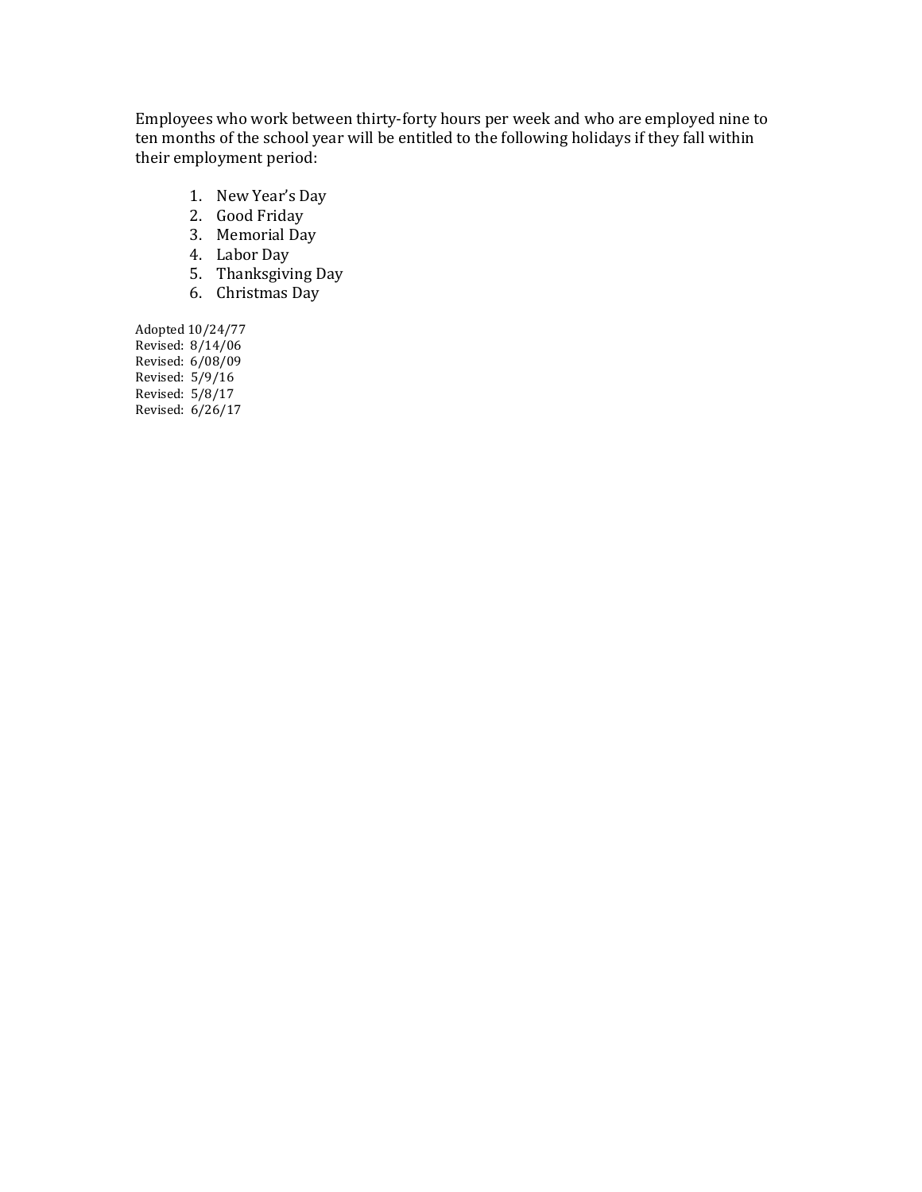Employees who work between thirty-forty hours per week and who are employed nine to ten months of the school year will be entitled to the following holidays if they fall within their employment period:

1. New Year's Day
2. Good Friday
3. Memorial Day
4. Labor Day
5. Thanksgiving Day
6. Christmas Day

Adopted 10/24/77
Revised: 8/14/06
Revised: 6/08/09
Revised: 5/9/16
Revised: 5/8/17
Revised: 6/26/17